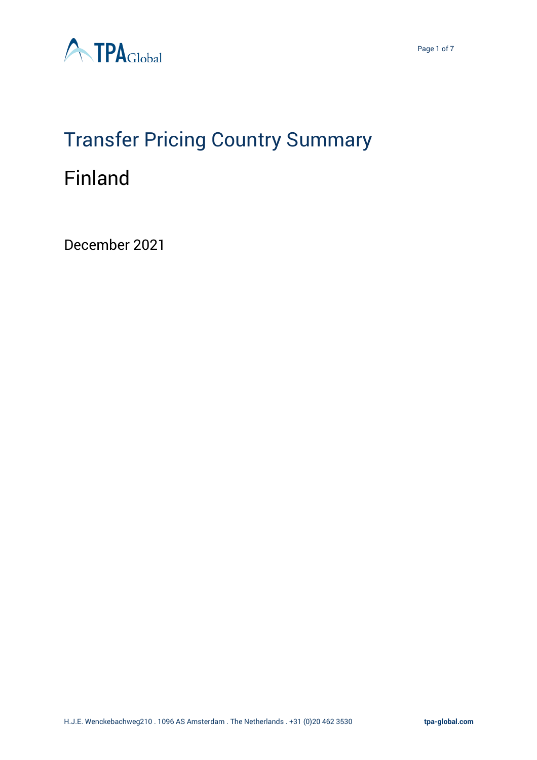# Transfer Pricing Country Summary

## Finland

December 2021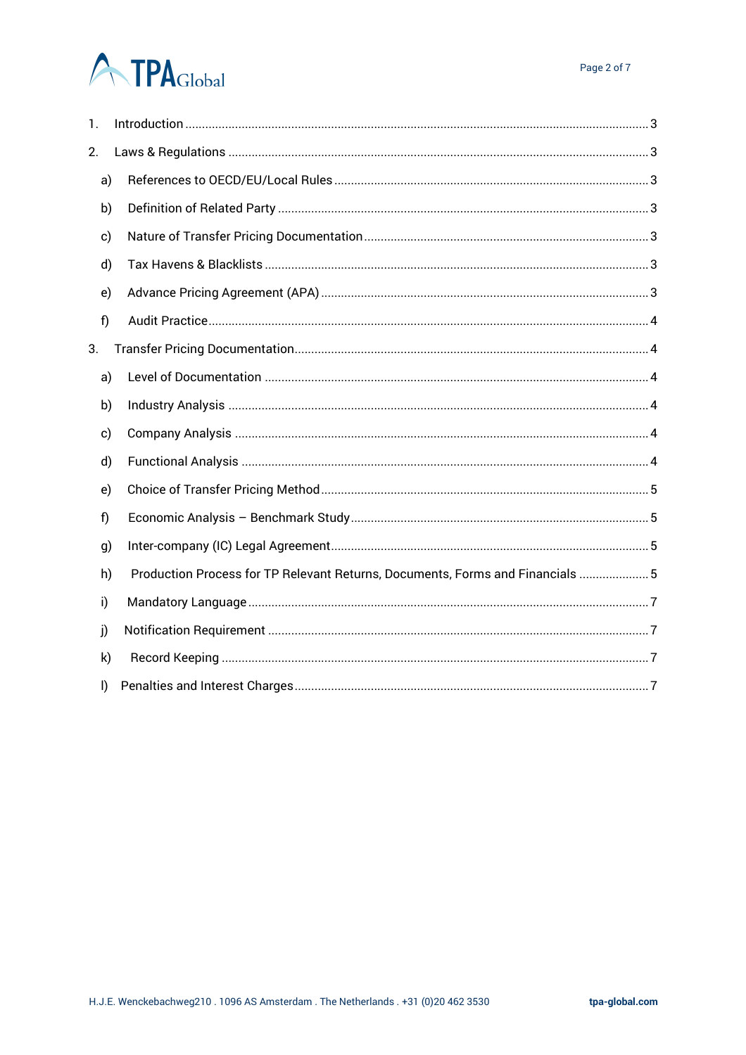1. Introduction ... 3
2. Laws & Regulations ... 3
   - a) References to OECD/EU/Local Rules ... 3
   - b) Definition of Related Party ... 3
   - c) Nature of Transfer Pricing Documentation ... 3
   - d) Tax Havens & Blacklists ... 3
   - e) Advance Pricing Agreement (APA) ... 3
   - f) Audit Practice ... 4
3. Transfer Pricing Documentation ... 4
   - a) Level of Documentation ... 4
   - b) Industry Analysis ... 4
   - c) Company Analysis ... 4
   - d) Functional Analysis ... 4
   - e) Choice of Transfer Pricing Method ... 5
   - f) Economic Analysis – Benchmark Study ... 5
   - g) Inter-company (IC) Legal Agreement ... 5
   - h) Production Process for TP Relevant Returns, Documents, Forms and Financials ... 5
   - i) Mandatory Language ... 7
   - j) Notification Requirement ... 7
   - k) Record Keeping ... 7
   - l) Penalties and Interest Charges ... 7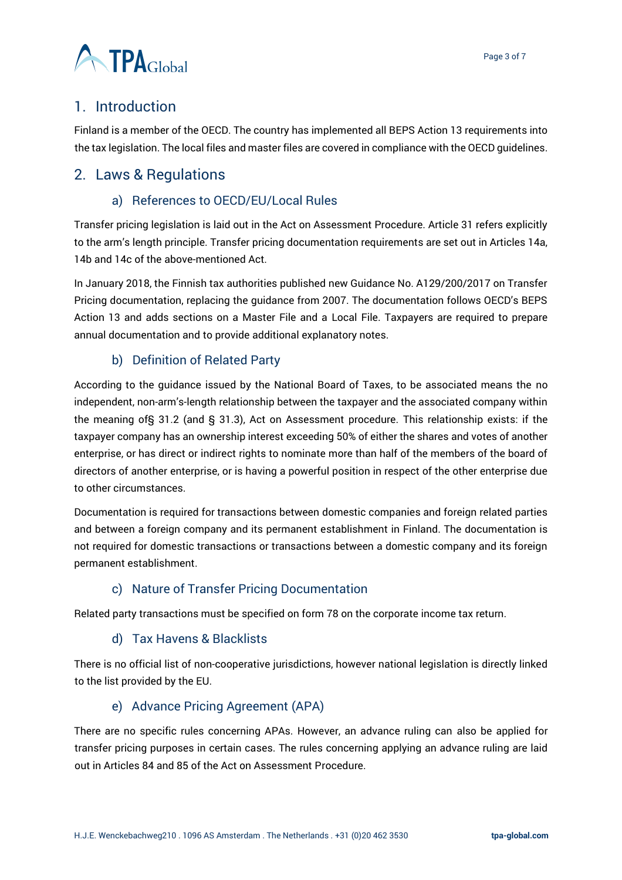## 1. Introduction

Finland is a member of the OECD. The country has implemented all BEPS Action 13 requirements into the tax legislation. The local files and master files are covered in compliance with the OECD guidelines.

## 2. Laws & Regulations

### a) References to OECD/EU/Local Rules

Transfer pricing legislation is laid out in the Act on Assessment Procedure. Article 31 refers explicitly to the arm's length principle. Transfer pricing documentation requirements are set out in Articles 14a, 14b and 14c of the above-mentioned Act.

In January 2018, the Finnish tax authorities published new Guidance No. A129/200/2017 on Transfer Pricing documentation, replacing the guidance from 2007. The documentation follows OECD's BEPS Action 13 and adds sections on a Master File and a Local File. Taxpayers are required to prepare annual documentation and to provide additional explanatory notes.

### b) Definition of Related Party

According to the guidance issued by the National Board of Taxes, to be associated means the no independent, non-arm's-length relationship between the taxpayer and the associated company within the meaning of§ 31.2 (and § 31.3), Act on Assessment procedure. This relationship exists: if the taxpayer company has an ownership interest exceeding 50% of either the shares and votes of another enterprise, or has direct or indirect rights to nominate more than half of the members of the board of directors of another enterprise, or is having a powerful position in respect of the other enterprise due to other circumstances.

Documentation is required for transactions between domestic companies and foreign related parties and between a foreign company and its permanent establishment in Finland. The documentation is not required for domestic transactions or transactions between a domestic company and its foreign permanent establishment.

### c) Nature of Transfer Pricing Documentation

Related party transactions must be specified on form 78 on the corporate income tax return.

### d) Tax Havens & Blacklists

There is no official list of non-cooperative jurisdictions, however national legislation is directly linked to the list provided by the EU.

### e) Advance Pricing Agreement (APA)

There are no specific rules concerning APAs. However, an advance ruling can also be applied for transfer pricing purposes in certain cases. The rules concerning applying an advance ruling are laid out in Articles 84 and 85 of the Act on Assessment Procedure.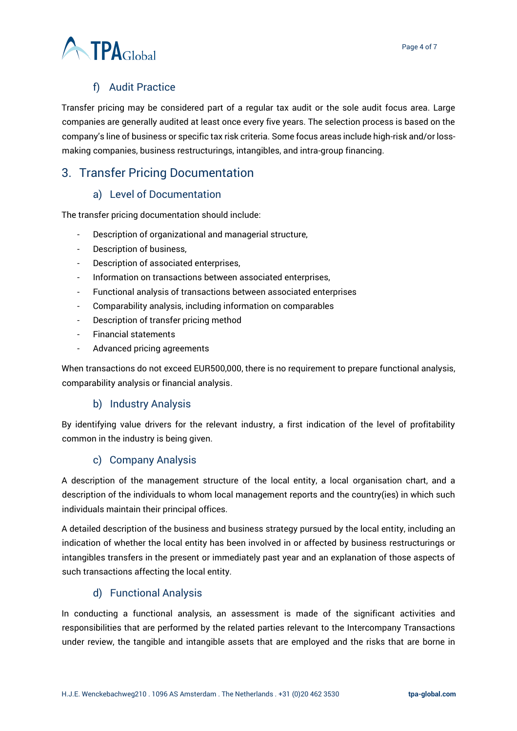### f) Audit Practice

Transfer pricing may be considered part of a regular tax audit or the sole audit focus area. Large companies are generally audited at least once every five years. The selection process is based on the company's line of business or specific tax risk criteria. Some focus areas include high-risk and/or loss-making companies, business restructurings, intangibles, and intra-group financing.

## 3. Transfer Pricing Documentation

### a) Level of Documentation

The transfer pricing documentation should include:

- Description of organizational and managerial structure,
- Description of business,
- Description of associated enterprises,
- Information on transactions between associated enterprises,
- Functional analysis of transactions between associated enterprises
- Comparability analysis, including information on comparables
- Description of transfer pricing method
- Financial statements
- Advanced pricing agreements

When transactions do not exceed EUR500,000, there is no requirement to prepare functional analysis, comparability analysis or financial analysis.

### b) Industry Analysis

By identifying value drivers for the relevant industry, a first indication of the level of profitability common in the industry is being given.

### c) Company Analysis

A description of the management structure of the local entity, a local organisation chart, and a description of the individuals to whom local management reports and the country(ies) in which such individuals maintain their principal offices.

A detailed description of the business and business strategy pursued by the local entity, including an indication of whether the local entity has been involved in or affected by business restructurings or intangibles transfers in the present or immediately past year and an explanation of those aspects of such transactions affecting the local entity.

### d) Functional Analysis

In conducting a functional analysis, an assessment is made of the significant activities and responsibilities that are performed by the related parties relevant to the Intercompany Transactions under review, the tangible and intangible assets that are employed and the risks that are borne in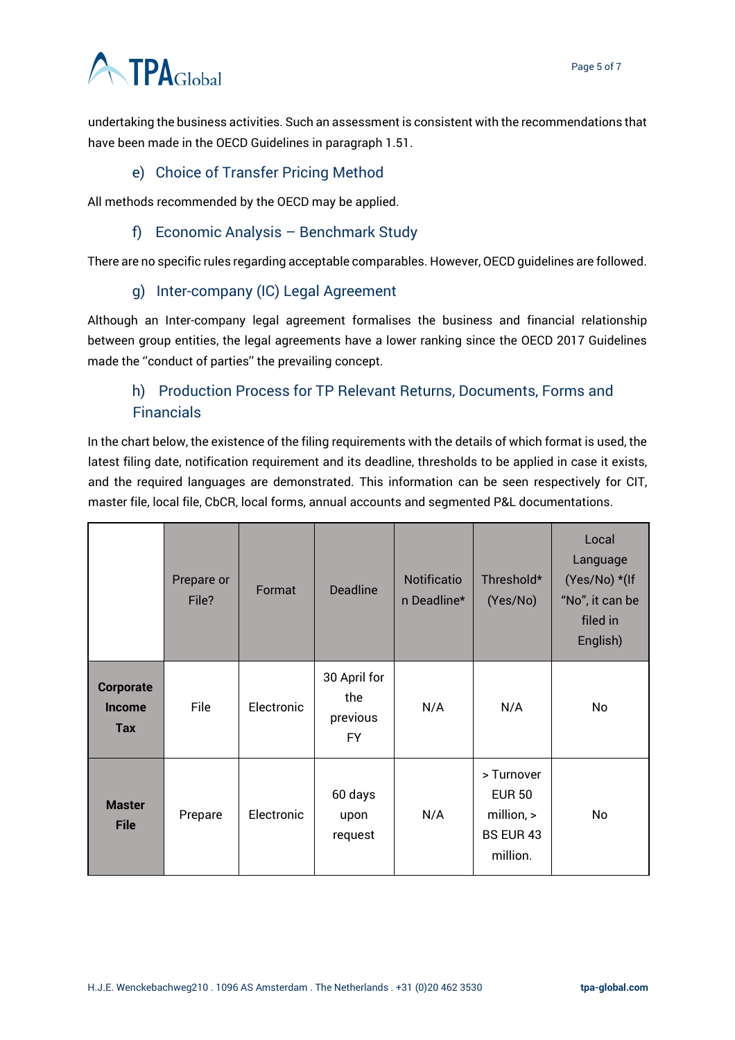undertaking the business activities. Such an assessment is consistent with the recommendations that have been made in the OECD Guidelines in paragraph 1.51.

### e) Choice of Transfer Pricing Method

All methods recommended by the OECD may be applied.

### f) Economic Analysis – Benchmark Study

There are no specific rules regarding acceptable comparables. However, OECD guidelines are followed.

### g) Inter-company (IC) Legal Agreement

Although an Inter-company legal agreement formalises the business and financial relationship between group entities, the legal agreements have a lower ranking since the OECD 2017 Guidelines made the "conduct of parties" the prevailing concept.

### h) Production Process for TP Relevant Returns, Documents, Forms and Financials

In the chart below, the existence of the filing requirements with the details of which format is used, the latest filing date, notification requirement and its deadline, thresholds to be applied in case it exists, and the required languages are demonstrated. This information can be seen respectively for CIT, master file, local file, CbCR, local forms, annual accounts and segmented P&L documentations.

| | Prepare or File? | Format | Deadline | Notification Deadline* | Threshold* (Yes/No) | Local Language (Yes/No) *(If "No", it can be filed in English) |
|---|---|---|---|---|---|---|
| **Corporate Income Tax** | File | Electronic | 30 April for the previous FY | N/A | N/A | No |
| **Master File** | Prepare | Electronic | 60 days upon request | N/A | > Turnover EUR 50 million, > BS EUR 43 million. | No |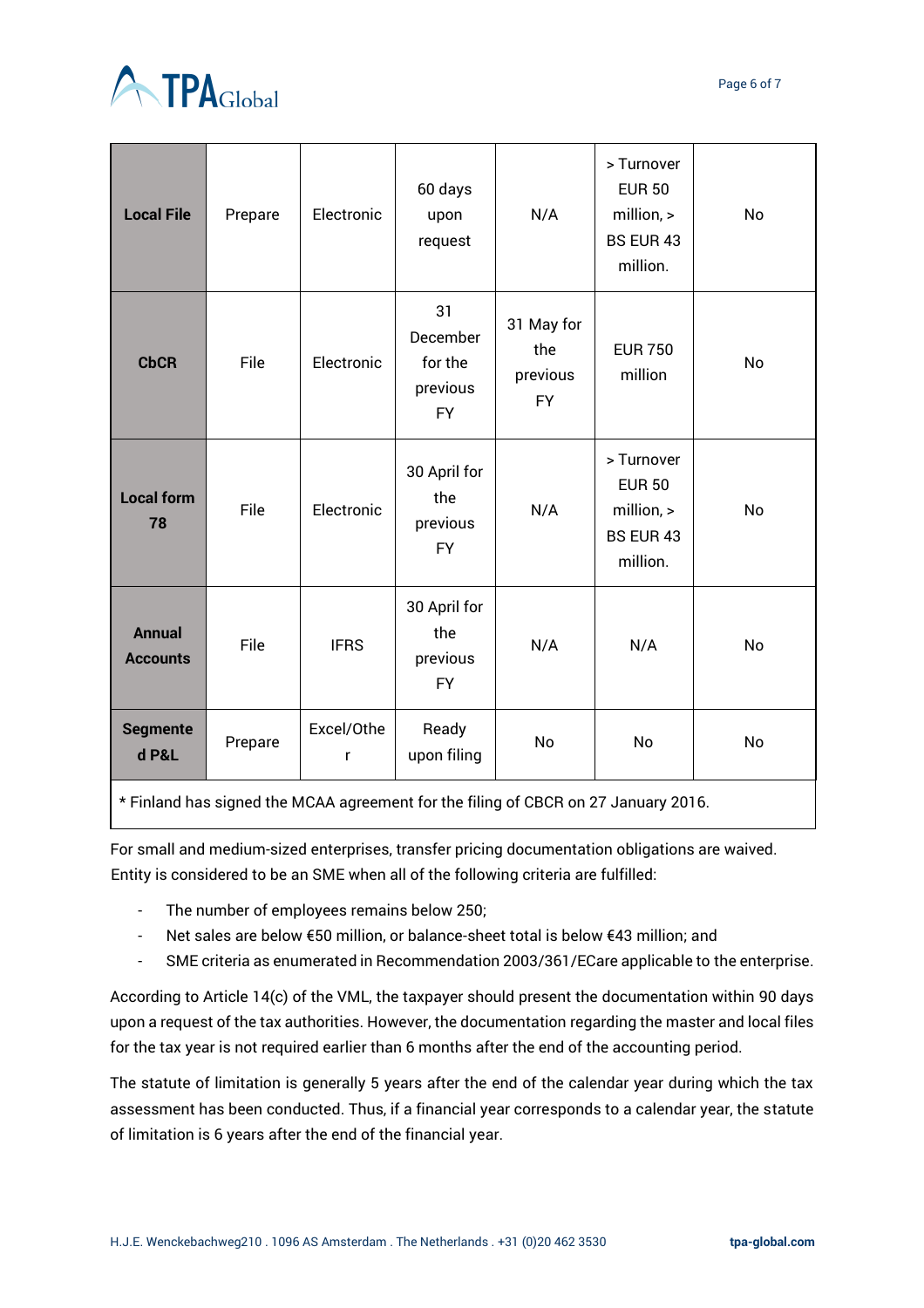| | | | | | | |
|---|---|---|---|---|---|---|
| **Local File** | Prepare | Electronic | 60 days upon request | N/A | > Turnover EUR 50 million, > BS EUR 43 million. | No |
| **CbCR** | File | Electronic | 31 December for the previous FY | 31 May for the previous FY | EUR 750 million | No |
| **Local form 78** | File | Electronic | 30 April for the previous FY | N/A | > Turnover EUR 50 million, > BS EUR 43 million. | No |
| **Annual Accounts** | File | IFRS | 30 April for the previous FY | N/A | N/A | No |
| **Segmented P&L** | Prepare | Excel/Other | Ready upon filing | No | No | No |
| * Finland has signed the MCAA agreement for the filing of CBCR on 27 January 2016. | | | | | | |

For small and medium-sized enterprises, transfer pricing documentation obligations are waived. Entity is considered to be an SME when all of the following criteria are fulfilled:

- The number of employees remains below 250;
- Net sales are below €50 million, or balance-sheet total is below €43 million; and
- SME criteria as enumerated in Recommendation 2003/361/ECare applicable to the enterprise.

According to Article 14(c) of the VML, the taxpayer should present the documentation within 90 days upon a request of the tax authorities. However, the documentation regarding the master and local files for the tax year is not required earlier than 6 months after the end of the accounting period.

The statute of limitation is generally 5 years after the end of the calendar year during which the tax assessment has been conducted. Thus, if a financial year corresponds to a calendar year, the statute of limitation is 6 years after the end of the financial year.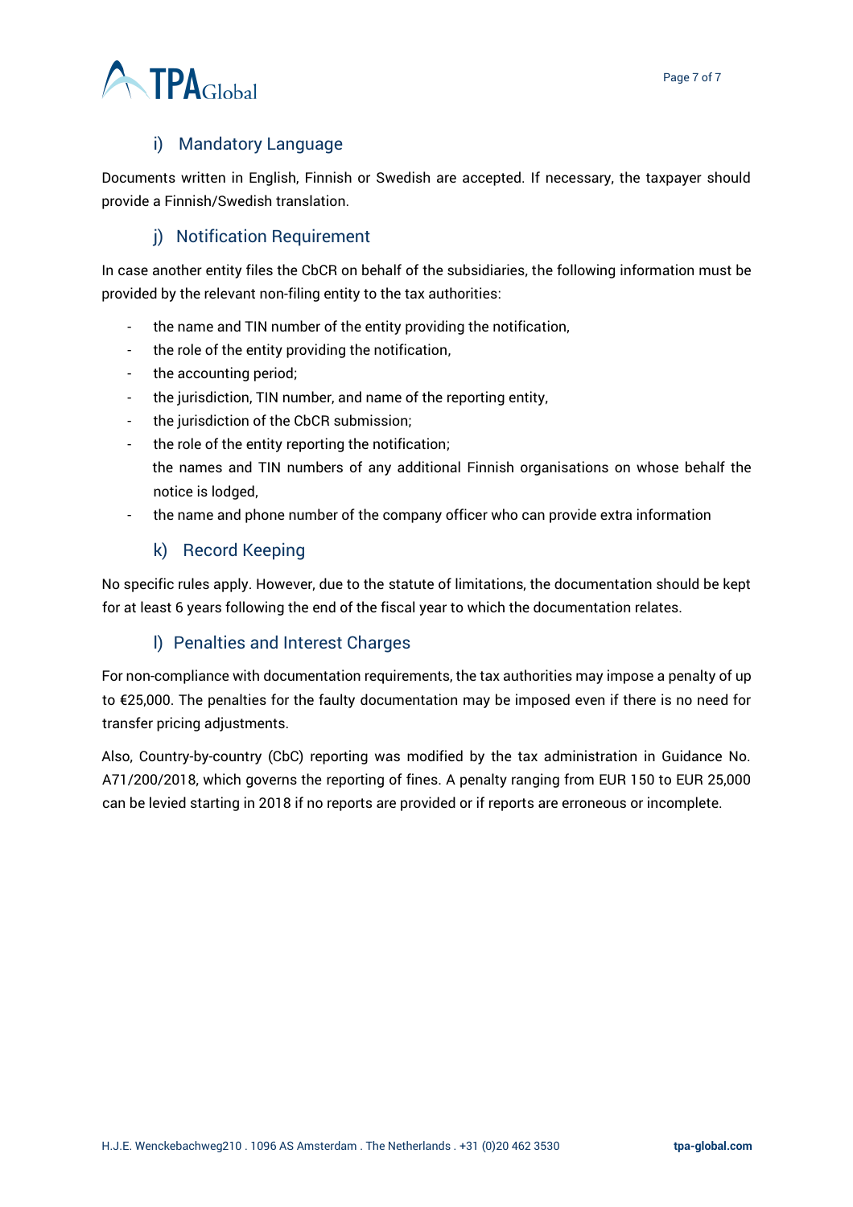### i) Mandatory Language

Documents written in English, Finnish or Swedish are accepted. If necessary, the taxpayer should provide a Finnish/Swedish translation.

### j) Notification Requirement

In case another entity files the CbCR on behalf of the subsidiaries, the following information must be provided by the relevant non-filing entity to the tax authorities:

- the name and TIN number of the entity providing the notification,
- the role of the entity providing the notification,
- the accounting period;
- the jurisdiction, TIN number, and name of the reporting entity,
- the jurisdiction of the CbCR submission;
- the role of the entity reporting the notification;
  the names and TIN numbers of any additional Finnish organisations on whose behalf the notice is lodged,
- the name and phone number of the company officer who can provide extra information

### k) Record Keeping

No specific rules apply. However, due to the statute of limitations, the documentation should be kept for at least 6 years following the end of the fiscal year to which the documentation relates.

### l) Penalties and Interest Charges

For non-compliance with documentation requirements, the tax authorities may impose a penalty of up to €25,000. The penalties for the faulty documentation may be imposed even if there is no need for transfer pricing adjustments.

Also, Country-by-country (CbC) reporting was modified by the tax administration in Guidance No. A71/200/2018, which governs the reporting of fines. A penalty ranging from EUR 150 to EUR 25,000 can be levied starting in 2018 if no reports are provided or if reports are erroneous or incomplete.